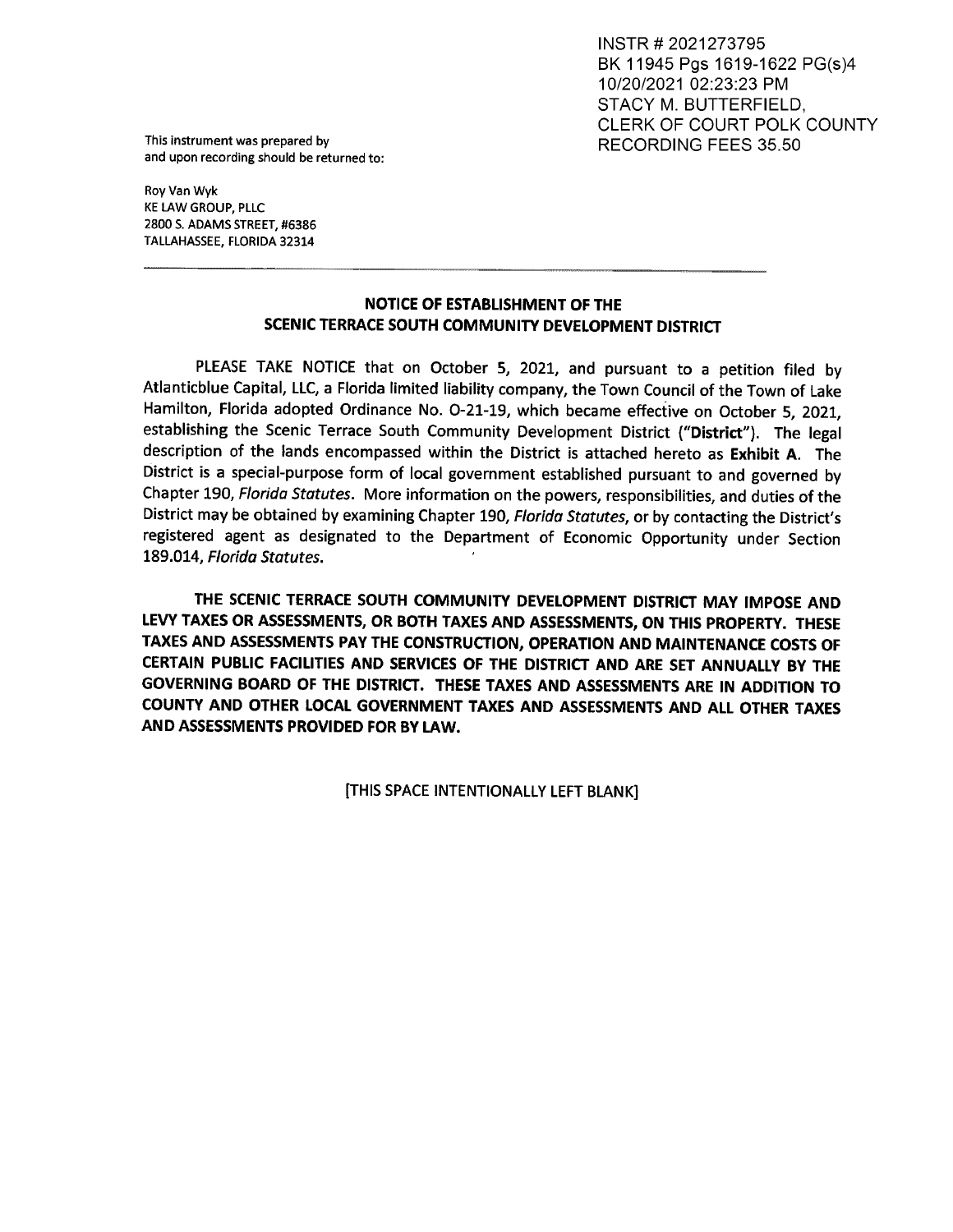INSTR # 2021273795
BK 11945 Pgs 1619-1622 PG(s)4
10/20/2021 02:23:23 PM
STACY M. BUTTERFIELD,
CLERK OF COURT POLK COUNTY
RECORDING FEES 35.50

This instrument was prepared by
and upon recording should be returned to:

Roy Van Wyk
KE LAW GROUP, PLLC
2800 S. ADAMS STREET, #6386
TALLAHASSEE, FLORIDA 32314

---

## NOTICE OF ESTABLISHMENT OF THE SCENIC TERRACE SOUTH COMMUNITY DEVELOPMENT DISTRICT

PLEASE TAKE NOTICE that on October 5, 2021, and pursuant to a petition filed by Atlanticblue Capital, LLC, a Florida limited liability company, the Town Council of the Town of Lake Hamilton, Florida adopted Ordinance No. O-21-19, which became effective on October 5, 2021, establishing the Scenic Terrace South Community Development District ("**District**"). The legal description of the lands encompassed within the District is attached hereto as **Exhibit A**. The District is a special-purpose form of local government established pursuant to and governed by Chapter 190, *Florida Statutes*. More information on the powers, responsibilities, and duties of the District may be obtained by examining Chapter 190, *Florida Statutes*, or by contacting the District's registered agent as designated to the Department of Economic Opportunity under Section 189.014, *Florida Statutes*.

**THE SCENIC TERRACE SOUTH COMMUNITY DEVELOPMENT DISTRICT MAY IMPOSE AND LEVY TAXES OR ASSESSMENTS, OR BOTH TAXES AND ASSESSMENTS, ON THIS PROPERTY. THESE TAXES AND ASSESSMENTS PAY THE CONSTRUCTION, OPERATION AND MAINTENANCE COSTS OF CERTAIN PUBLIC FACILITIES AND SERVICES OF THE DISTRICT AND ARE SET ANNUALLY BY THE GOVERNING BOARD OF THE DISTRICT. THESE TAXES AND ASSESSMENTS ARE IN ADDITION TO COUNTY AND OTHER LOCAL GOVERNMENT TAXES AND ASSESSMENTS AND ALL OTHER TAXES AND ASSESSMENTS PROVIDED FOR BY LAW.**

[THIS SPACE INTENTIONALLY LEFT BLANK]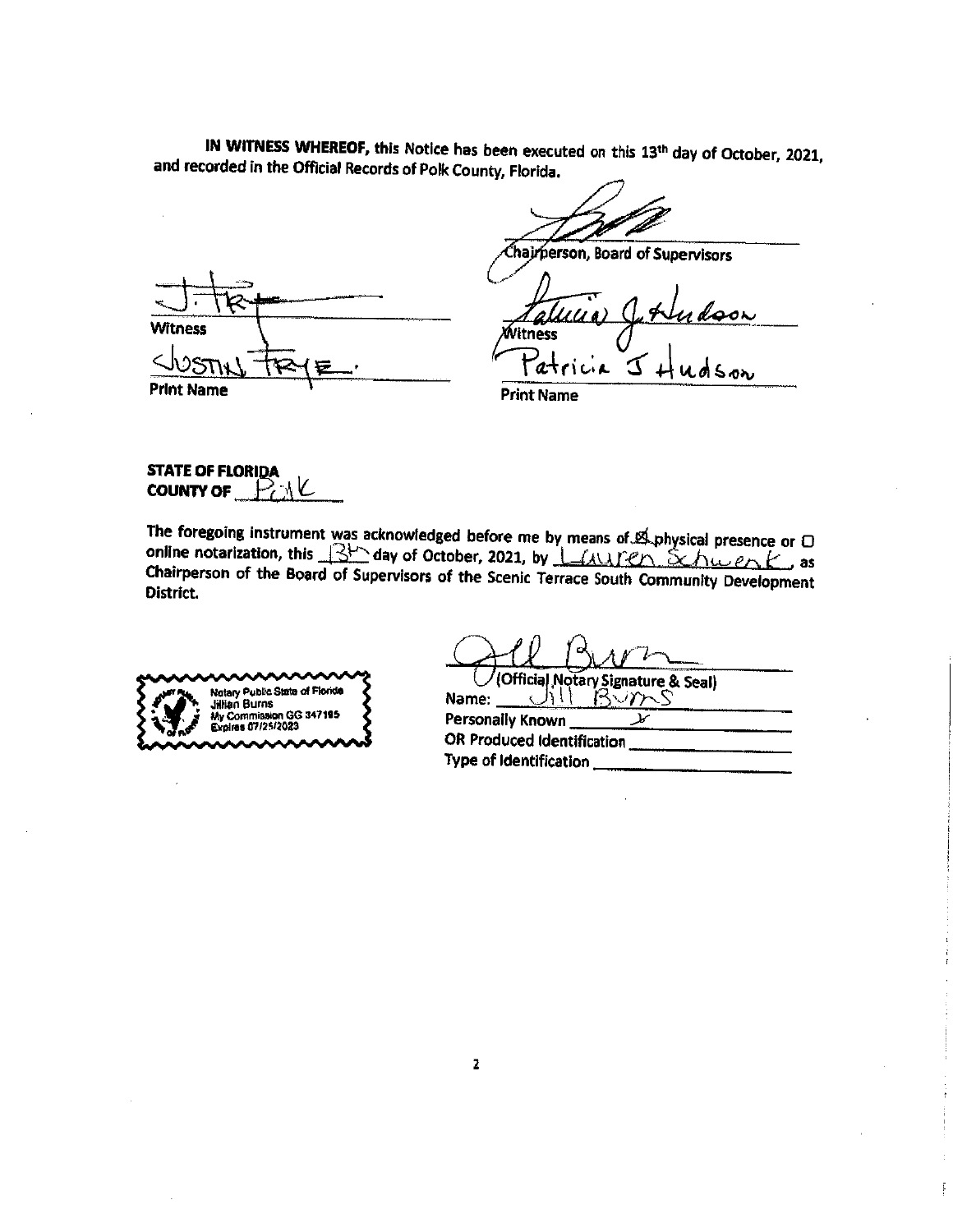**IN WITNESS WHEREOF,** this Notice has been executed on this 13th day of October, 2021, and recorded in the Official Records of Polk County, Florida.

Chairperson, Board of Supervisors

Witness

Patricia J Hudson

Print Name

Witness

Justin Frye

Print Name

**STATE OF FLORIDA**
**COUNTY OF** Polk

The foregoing instrument was acknowledged before me by means of ☒ physical presence or ☐ online notarization, this 13th day of October, 2021, by Lauren Schwenk, as Chairperson of the Board of Supervisors of the Scenic Terrace South Community Development District.

Notary Public State of Florida
Jillian Burns
My Commission GG 347195
Expires 07/25/2023

(Official Notary Signature & Seal)

Name: Jill Burns

Personally Known X

OR Produced Identification ____________

Type of Identification ____________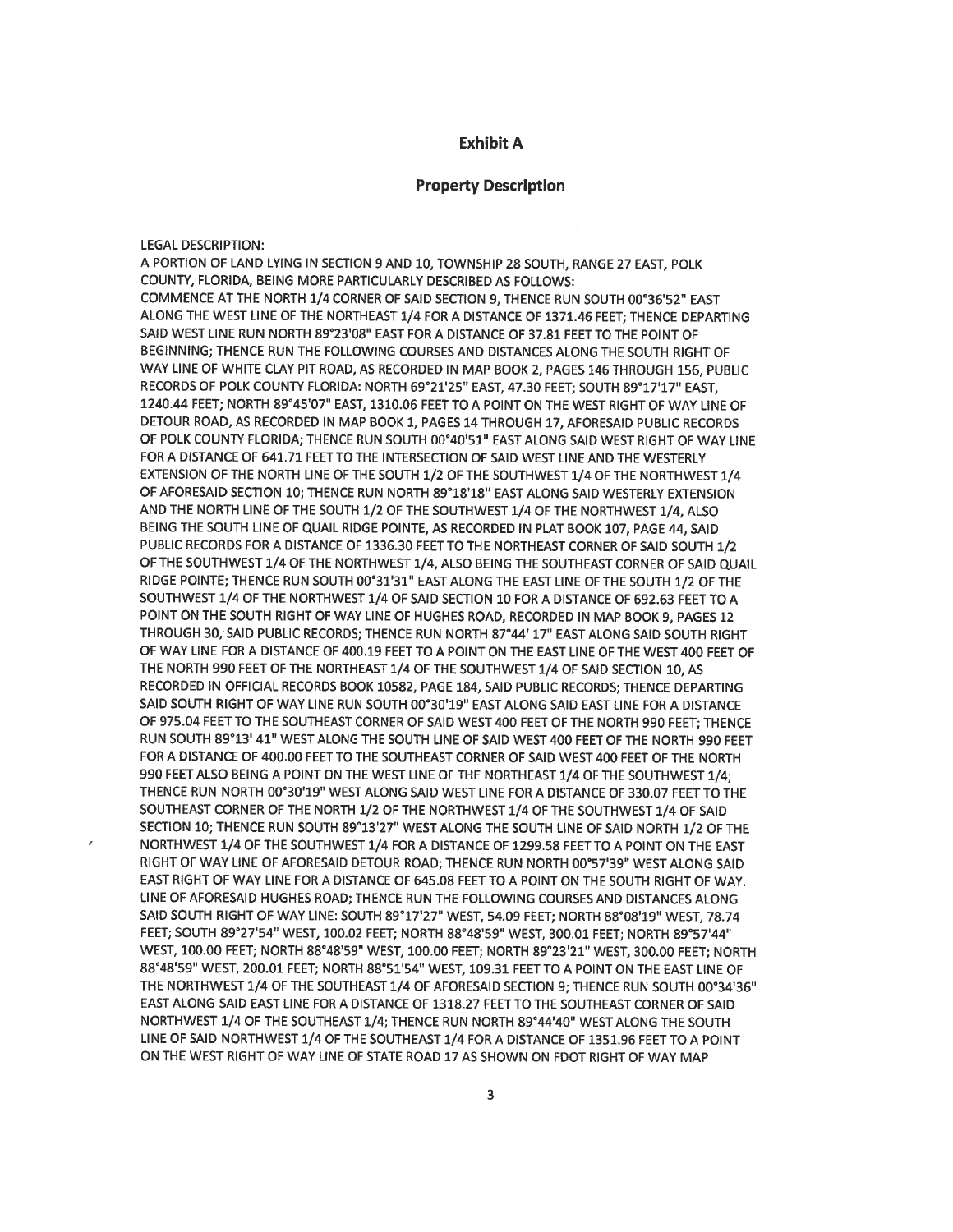## Exhibit A

## Property Description

LEGAL DESCRIPTION:

A PORTION OF LAND LYING IN SECTION 9 AND 10, TOWNSHIP 28 SOUTH, RANGE 27 EAST, POLK COUNTY, FLORIDA, BEING MORE PARTICULARLY DESCRIBED AS FOLLOWS:

COMMENCE AT THE NORTH 1/4 CORNER OF SAID SECTION 9, THENCE RUN SOUTH 00°36'52" EAST ALONG THE WEST LINE OF THE NORTHEAST 1/4 FOR A DISTANCE OF 1371.46 FEET; THENCE DEPARTING SAID WEST LINE RUN NORTH 89°23'08" EAST FOR A DISTANCE OF 37.81 FEET TO THE POINT OF BEGINNING; THENCE RUN THE FOLLOWING COURSES AND DISTANCES ALONG THE SOUTH RIGHT OF WAY LINE OF WHITE CLAY PIT ROAD, AS RECORDED IN MAP BOOK 2, PAGES 146 THROUGH 156, PUBLIC RECORDS OF POLK COUNTY FLORIDA: NORTH 69°21'25" EAST, 47.30 FEET; SOUTH 89°17'17" EAST, 1240.44 FEET; NORTH 89°45'07" EAST, 1310.06 FEET TO A POINT ON THE WEST RIGHT OF WAY LINE OF DETOUR ROAD, AS RECORDED IN MAP BOOK 1, PAGES 14 THROUGH 17, AFORESAID PUBLIC RECORDS OF POLK COUNTY FLORIDA; THENCE RUN SOUTH 00°40'51" EAST ALONG SAID WEST RIGHT OF WAY LINE FOR A DISTANCE OF 641.71 FEET TO THE INTERSECTION OF SAID WEST LINE AND THE WESTERLY EXTENSION OF THE NORTH LINE OF THE SOUTH 1/2 OF THE SOUTHWEST 1/4 OF THE NORTHWEST 1/4 OF AFORESAID SECTION 10; THENCE RUN NORTH 89°18'18" EAST ALONG SAID WESTERLY EXTENSION AND THE NORTH LINE OF THE SOUTH 1/2 OF THE SOUTHWEST 1/4 OF THE NORTHWEST 1/4, ALSO BEING THE SOUTH LINE OF QUAIL RIDGE POINTE, AS RECORDED IN PLAT BOOK 107, PAGE 44, SAID PUBLIC RECORDS FOR A DISTANCE OF 1336.30 FEET TO THE NORTHEAST CORNER OF SAID SOUTH 1/2 OF THE SOUTHWEST 1/4 OF THE NORTHWEST 1/4, ALSO BEING THE SOUTHEAST CORNER OF SAID QUAIL RIDGE POINTE; THENCE RUN SOUTH 00°31'31" EAST ALONG THE EAST LINE OF THE SOUTH 1/2 OF THE SOUTHWEST 1/4 OF THE NORTHWEST 1/4 OF SAID SECTION 10 FOR A DISTANCE OF 692.63 FEET TO A POINT ON THE SOUTH RIGHT OF WAY LINE OF HUGHES ROAD, RECORDED IN MAP BOOK 9, PAGES 12 THROUGH 30, SAID PUBLIC RECORDS; THENCE RUN NORTH 87°44' 17" EAST ALONG SAID SOUTH RIGHT OF WAY LINE FOR A DISTANCE OF 400.19 FEET TO A POINT ON THE EAST LINE OF THE WEST 400 FEET OF THE NORTH 990 FEET OF THE NORTHEAST 1/4 OF THE SOUTHWEST 1/4 OF SAID SECTION 10, AS RECORDED IN OFFICIAL RECORDS BOOK 10582, PAGE 184, SAID PUBLIC RECORDS; THENCE DEPARTING SAID SOUTH RIGHT OF WAY LINE RUN SOUTH 00°30'19" EAST ALONG SAID EAST LINE FOR A DISTANCE OF 975.04 FEET TO THE SOUTHEAST CORNER OF SAID WEST 400 FEET OF THE NORTH 990 FEET; THENCE RUN SOUTH 89°13' 41" WEST ALONG THE SOUTH LINE OF SAID WEST 400 FEET OF THE NORTH 990 FEET FOR A DISTANCE OF 400.00 FEET TO THE SOUTHEAST CORNER OF SAID WEST 400 FEET OF THE NORTH 990 FEET ALSO BEING A POINT ON THE WEST LINE OF THE NORTHEAST 1/4 OF THE SOUTHWEST 1/4; THENCE RUN NORTH 00°30'19" WEST ALONG SAID WEST LINE FOR A DISTANCE OF 330.07 FEET TO THE SOUTHEAST CORNER OF THE NORTH 1/2 OF THE NORTHWEST 1/4 OF THE SOUTHWEST 1/4 OF SAID SECTION 10; THENCE RUN SOUTH 89°13'27" WEST ALONG THE SOUTH LINE OF SAID NORTH 1/2 OF THE NORTHWEST 1/4 OF THE SOUTHWEST 1/4 FOR A DISTANCE OF 1299.58 FEET TO A POINT ON THE EAST RIGHT OF WAY LINE OF AFORESAID DETOUR ROAD; THENCE RUN NORTH 00°57'39" WEST ALONG SAID EAST RIGHT OF WAY LINE FOR A DISTANCE OF 645.08 FEET TO A POINT ON THE SOUTH RIGHT OF WAY. LINE OF AFORESAID HUGHES ROAD; THENCE RUN THE FOLLOWING COURSES AND DISTANCES ALONG SAID SOUTH RIGHT OF WAY LINE: SOUTH 89°17'27" WEST, 54.09 FEET; NORTH 88°08'19" WEST, 78.74 FEET; SOUTH 89°27'54" WEST, 100.02 FEET; NORTH 88°48'59" WEST, 300.01 FEET; NORTH 89°57'44" WEST, 100.00 FEET; NORTH 88°48'59" WEST, 100.00 FEET; NORTH 89°23'21" WEST, 300.00 FEET; NORTH 88°48'59" WEST, 200.01 FEET; NORTH 88°51'54" WEST, 109.31 FEET TO A POINT ON THE EAST LINE OF THE NORTHWEST 1/4 OF THE SOUTHEAST 1/4 OF AFORESAID SECTION 9; THENCE RUN SOUTH 00°34'36" EAST ALONG SAID EAST LINE FOR A DISTANCE OF 1318.27 FEET TO THE SOUTHEAST CORNER OF SAID NORTHWEST 1/4 OF THE SOUTHEAST 1/4; THENCE RUN NORTH 89°44'40" WEST ALONG THE SOUTH LINE OF SAID NORTHWEST 1/4 OF THE SOUTHEAST 1/4 FOR A DISTANCE OF 1351.96 FEET TO A POINT ON THE WEST RIGHT OF WAY LINE OF STATE ROAD 17 AS SHOWN ON FDOT RIGHT OF WAY MAP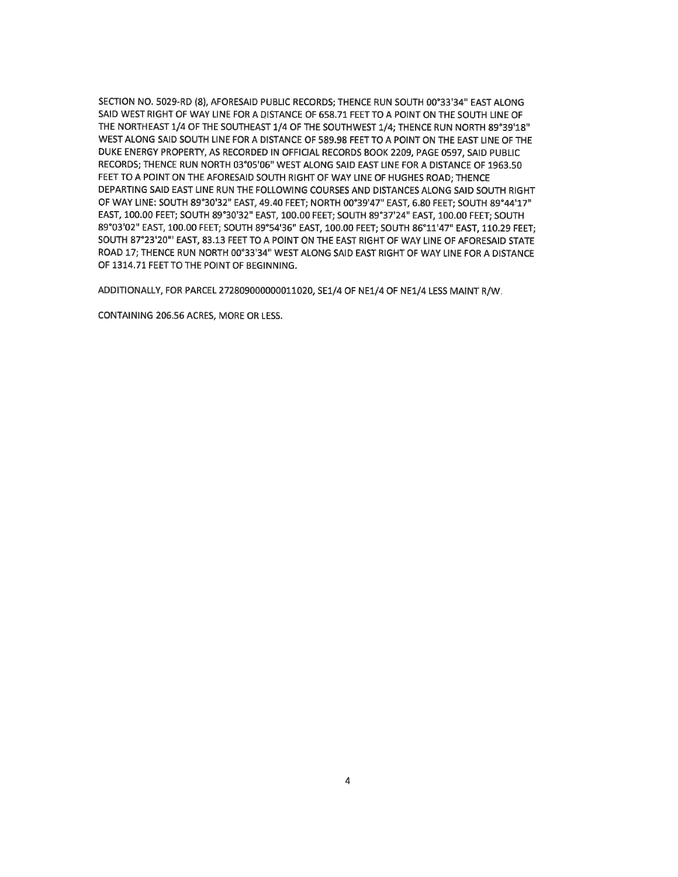SECTION NO. 5029-RD (8), AFORESAID PUBLIC RECORDS; THENCE RUN SOUTH 00°33'34" EAST ALONG SAID WEST RIGHT OF WAY LINE FOR A DISTANCE OF 658.71 FEET TO A POINT ON THE SOUTH LINE OF THE NORTHEAST 1/4 OF THE SOUTHEAST 1/4 OF THE SOUTHWEST 1/4; THENCE RUN NORTH 89°39'18" WEST ALONG SAID SOUTH LINE FOR A DISTANCE OF 589.98 FEET TO A POINT ON THE EAST LINE OF THE DUKE ENERGY PROPERTY, AS RECORDED IN OFFICIAL RECORDS BOOK 2209, PAGE 0597, SAID PUBLIC RECORDS; THENCE RUN NORTH 03°05'06" WEST ALONG SAID EAST LINE FOR A DISTANCE OF 1963.50 FEET TO A POINT ON THE AFORESAID SOUTH RIGHT OF WAY LINE OF HUGHES ROAD; THENCE DEPARTING SAID EAST LINE RUN THE FOLLOWING COURSES AND DISTANCES ALONG SAID SOUTH RIGHT OF WAY LINE: SOUTH 89°30'32" EAST, 49.40 FEET; NORTH 00°39'47" EAST, 6.80 FEET; SOUTH 89°44'17" EAST, 100.00 FEET; SOUTH 89°30'32" EAST, 100.00 FEET; SOUTH 89°37'24" EAST, 100.00 FEET; SOUTH 89°03'02" EAST, 100.00 FEET; SOUTH 89°54'36" EAST, 100.00 FEET; SOUTH 86°11'47" EAST, 110.29 FEET; SOUTH 87°23'20"' EAST, 83.13 FEET TO A POINT ON THE EAST RIGHT OF WAY LINE OF AFORESAID STATE ROAD 17; THENCE RUN NORTH 00°33'34" WEST ALONG SAID EAST RIGHT OF WAY LINE FOR A DISTANCE OF 1314.71 FEET TO THE POINT OF BEGINNING.

ADDITIONALLY, FOR PARCEL 272809000000011020, SE1/4 OF NE1/4 OF NE1/4 LESS MAINT R/W.

CONTAINING 206.56 ACRES, MORE OR LESS.